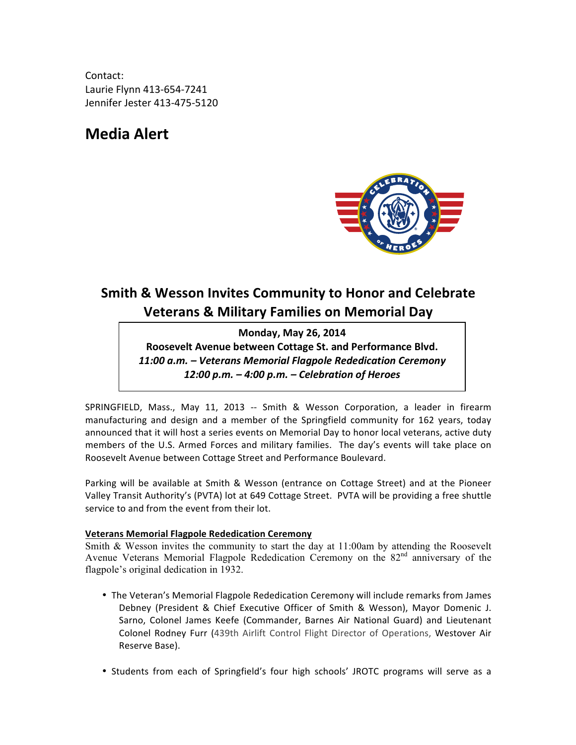Contact:
Laurie Flynn 413-654-7241
Jennifer Jester 413-475-5120

# Media Alert

## Smith & Wesson Invites Community to Honor and Celebrate Veterans & Military Families on Memorial Day

**Monday, May 26, 2014**
**Roosevelt Avenue between Cottage St. and Performance Blvd.**
***11:00 a.m. – Veterans Memorial Flagpole Rededication Ceremony***
***12:00 p.m. – 4:00 p.m. – Celebration of Heroes***

SPRINGFIELD, Mass., May 11, 2013 -- Smith & Wesson Corporation, a leader in firearm manufacturing and design and a member of the Springfield community for 162 years, today announced that it will host a series events on Memorial Day to honor local veterans, active duty members of the U.S. Armed Forces and military families. The day's events will take place on Roosevelt Avenue between Cottage Street and Performance Boulevard.

Parking will be available at Smith & Wesson (entrance on Cottage Street) and at the Pioneer Valley Transit Authority's (PVTA) lot at 649 Cottage Street. PVTA will be providing a free shuttle service to and from the event from their lot.

**Veterans Memorial Flagpole Rededication Ceremony**

Smith & Wesson invites the community to start the day at 11:00am by attending the Roosevelt Avenue Veterans Memorial Flagpole Rededication Ceremony on the 82nd anniversary of the flagpole's original dedication in 1932.

- The Veteran's Memorial Flagpole Rededication Ceremony will include remarks from James Debney (President & Chief Executive Officer of Smith & Wesson), Mayor Domenic J. Sarno, Colonel James Keefe (Commander, Barnes Air National Guard) and Lieutenant Colonel Rodney Furr (439th Airlift Control Flight Director of Operations, Westover Air Reserve Base).
- Students from each of Springfield's four high schools' JROTC programs will serve as a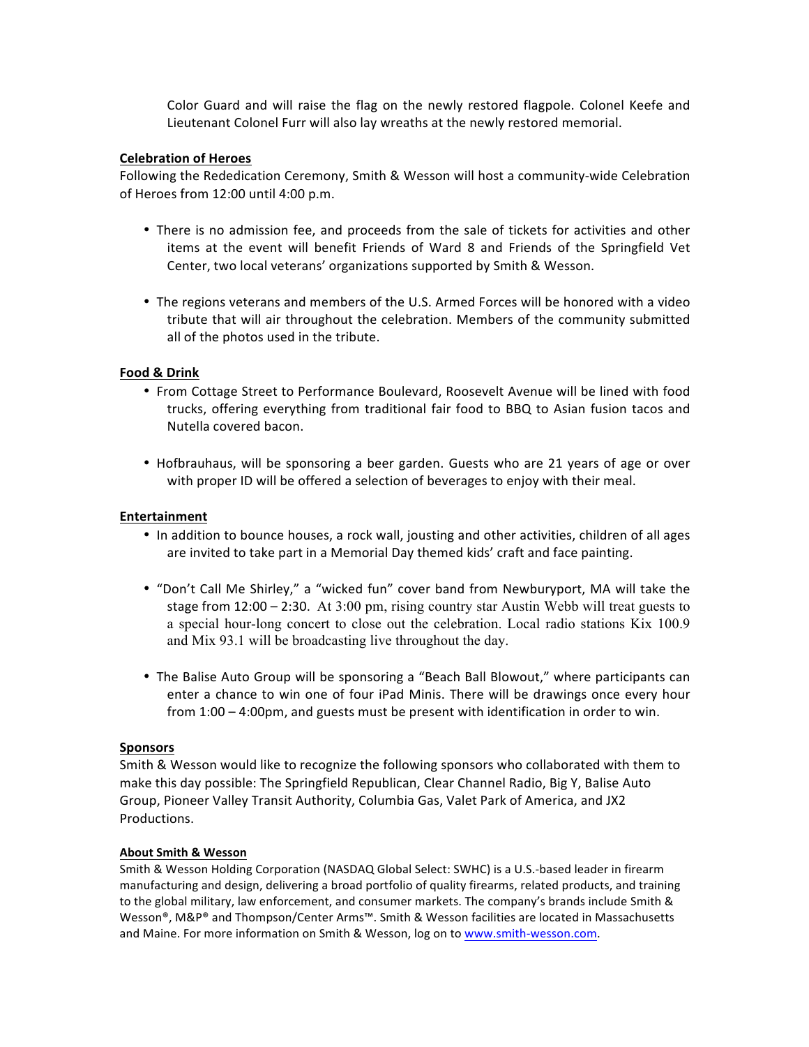Color Guard and will raise the flag on the newly restored flagpole. Colonel Keefe and Lieutenant Colonel Furr will also lay wreaths at the newly restored memorial.

**Celebration of Heroes**

Following the Rededication Ceremony, Smith & Wesson will host a community-wide Celebration of Heroes from 12:00 until 4:00 p.m.

- There is no admission fee, and proceeds from the sale of tickets for activities and other items at the event will benefit Friends of Ward 8 and Friends of the Springfield Vet Center, two local veterans' organizations supported by Smith & Wesson.

- The regions veterans and members of the U.S. Armed Forces will be honored with a video tribute that will air throughout the celebration. Members of the community submitted all of the photos used in the tribute.

**Food & Drink**

- From Cottage Street to Performance Boulevard, Roosevelt Avenue will be lined with food trucks, offering everything from traditional fair food to BBQ to Asian fusion tacos and Nutella covered bacon.

- Hofbrauhaus, will be sponsoring a beer garden. Guests who are 21 years of age or over with proper ID will be offered a selection of beverages to enjoy with their meal.

**Entertainment**

- In addition to bounce houses, a rock wall, jousting and other activities, children of all ages are invited to take part in a Memorial Day themed kids' craft and face painting.

- "Don't Call Me Shirley," a "wicked fun" cover band from Newburyport, MA will take the stage from 12:00 – 2:30. At 3:00 pm, rising country star Austin Webb will treat guests to a special hour-long concert to close out the celebration. Local radio stations Kix 100.9 and Mix 93.1 will be broadcasting live throughout the day.

- The Balise Auto Group will be sponsoring a "Beach Ball Blowout," where participants can enter a chance to win one of four iPad Minis. There will be drawings once every hour from 1:00 – 4:00pm, and guests must be present with identification in order to win.

**Sponsors**

Smith & Wesson would like to recognize the following sponsors who collaborated with them to make this day possible: The Springfield Republican, Clear Channel Radio, Big Y, Balise Auto Group, Pioneer Valley Transit Authority, Columbia Gas, Valet Park of America, and JX2 Productions.

**About Smith & Wesson**

Smith & Wesson Holding Corporation (NASDAQ Global Select: SWHC) is a U.S.-based leader in firearm manufacturing and design, delivering a broad portfolio of quality firearms, related products, and training to the global military, law enforcement, and consumer markets. The company's brands include Smith & Wesson®, M&P® and Thompson/Center Arms™. Smith & Wesson facilities are located in Massachusetts and Maine. For more information on Smith & Wesson, log on to www.smith-wesson.com.